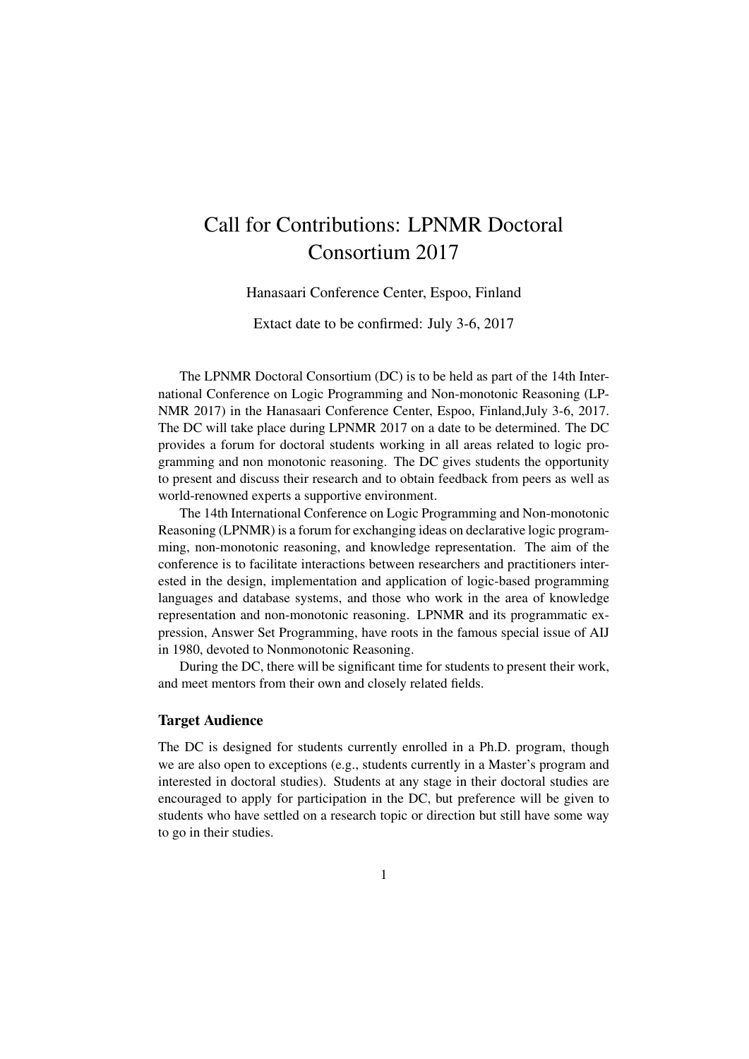# Call for Contributions: LPNMR Doctoral Consortium 2017

Hanasaari Conference Center, Espoo, Finland

Extact date to be confirmed: July 3-6, 2017

The LPNMR Doctoral Consortium (DC) is to be held as part of the 14th International Conference on Logic Programming and Non-monotonic Reasoning (LPNMR 2017) in the Hanasaari Conference Center, Espoo, Finland,July 3-6, 2017. The DC will take place during LPNMR 2017 on a date to be determined. The DC provides a forum for doctoral students working in all areas related to logic programming and non monotonic reasoning. The DC gives students the opportunity to present and discuss their research and to obtain feedback from peers as well as world-renowned experts a supportive environment.

The 14th International Conference on Logic Programming and Non-monotonic Reasoning (LPNMR) is a forum for exchanging ideas on declarative logic programming, non-monotonic reasoning, and knowledge representation. The aim of the conference is to facilitate interactions between researchers and practitioners interested in the design, implementation and application of logic-based programming languages and database systems, and those who work in the area of knowledge representation and non-monotonic reasoning. LPNMR and its programmatic expression, Answer Set Programming, have roots in the famous special issue of AIJ in 1980, devoted to Nonmonotonic Reasoning.

During the DC, there will be significant time for students to present their work, and meet mentors from their own and closely related fields.

### Target Audience

The DC is designed for students currently enrolled in a Ph.D. program, though we are also open to exceptions (e.g., students currently in a Master's program and interested in doctoral studies). Students at any stage in their doctoral studies are encouraged to apply for participation in the DC, but preference will be given to students who have settled on a research topic or direction but still have some way to go in their studies.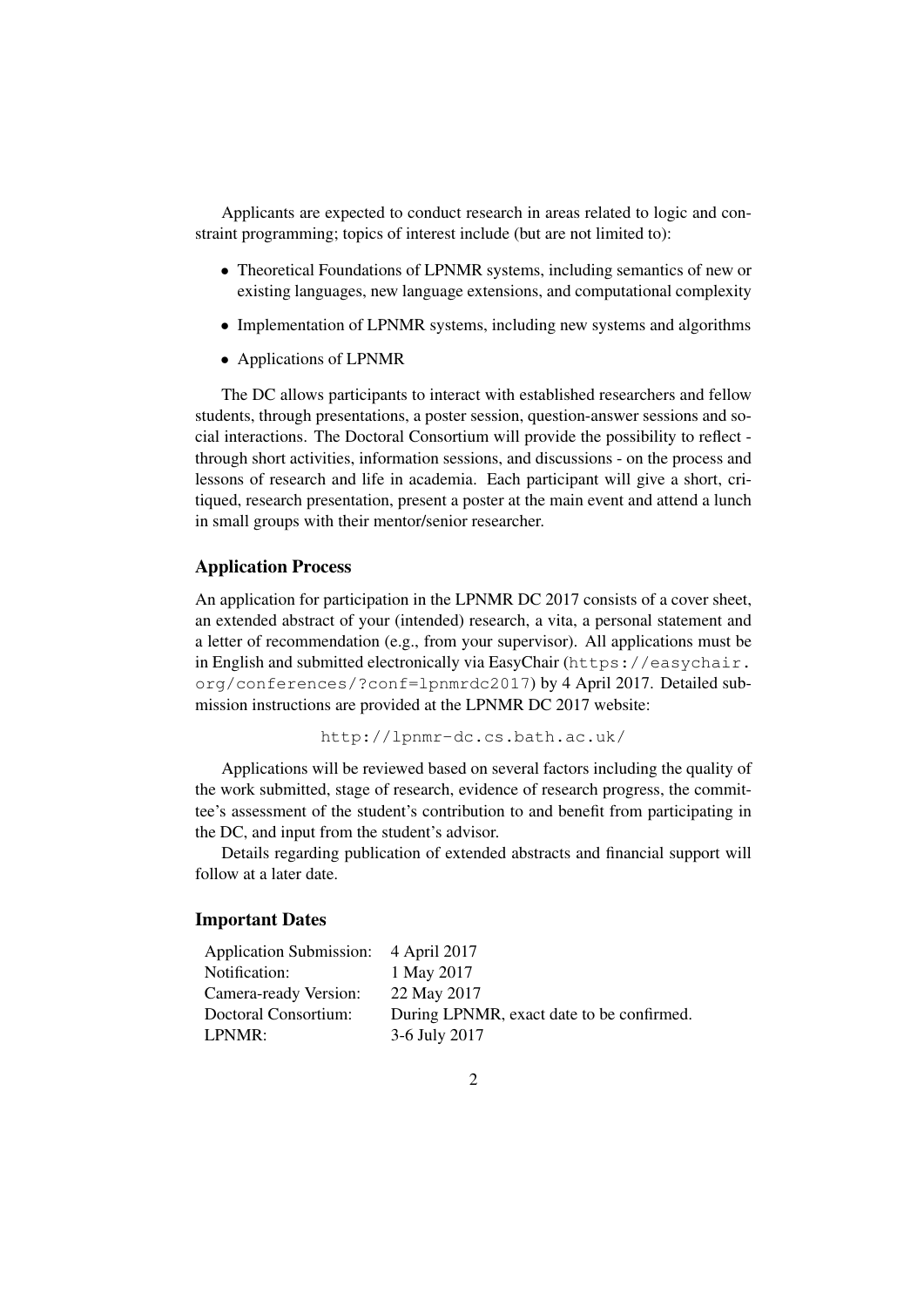Applicants are expected to conduct research in areas related to logic and constraint programming; topics of interest include (but are not limited to):

- Theoretical Foundations of LPNMR systems, including semantics of new or existing languages, new language extensions, and computational complexity
- Implementation of LPNMR systems, including new systems and algorithms
- Applications of LPNMR

The DC allows participants to interact with established researchers and fellow students, through presentations, a poster session, question-answer sessions and social interactions. The Doctoral Consortium will provide the possibility to reflect - through short activities, information sessions, and discussions - on the process and lessons of research and life in academia. Each participant will give a short, critiqued, research presentation, present a poster at the main event and attend a lunch in small groups with their mentor/senior researcher.

### Application Process

An application for participation in the LPNMR DC 2017 consists of a cover sheet, an extended abstract of your (intended) research, a vita, a personal statement and a letter of recommendation (e.g., from your supervisor). All applications must be in English and submitted electronically via EasyChair (`https://easychair.org/conferences/?conf=lpnmrdc2017`) by 4 April 2017. Detailed submission instructions are provided at the LPNMR DC 2017 website:

`http://lpnmr-dc.cs.bath.ac.uk/`

Applications will be reviewed based on several factors including the quality of the work submitted, stage of research, evidence of research progress, the committee's assessment of the student's contribution to and benefit from participating in the DC, and input from the student's advisor.

Details regarding publication of extended abstracts and financial support will follow at a later date.

### Important Dates

| | |
|---|---|
| Application Submission: | 4 April 2017 |
| Notification: | 1 May 2017 |
| Camera-ready Version: | 22 May 2017 |
| Doctoral Consortium: | During LPNMR, exact date to be confirmed. |
| LPNMR: | 3-6 July 2017 |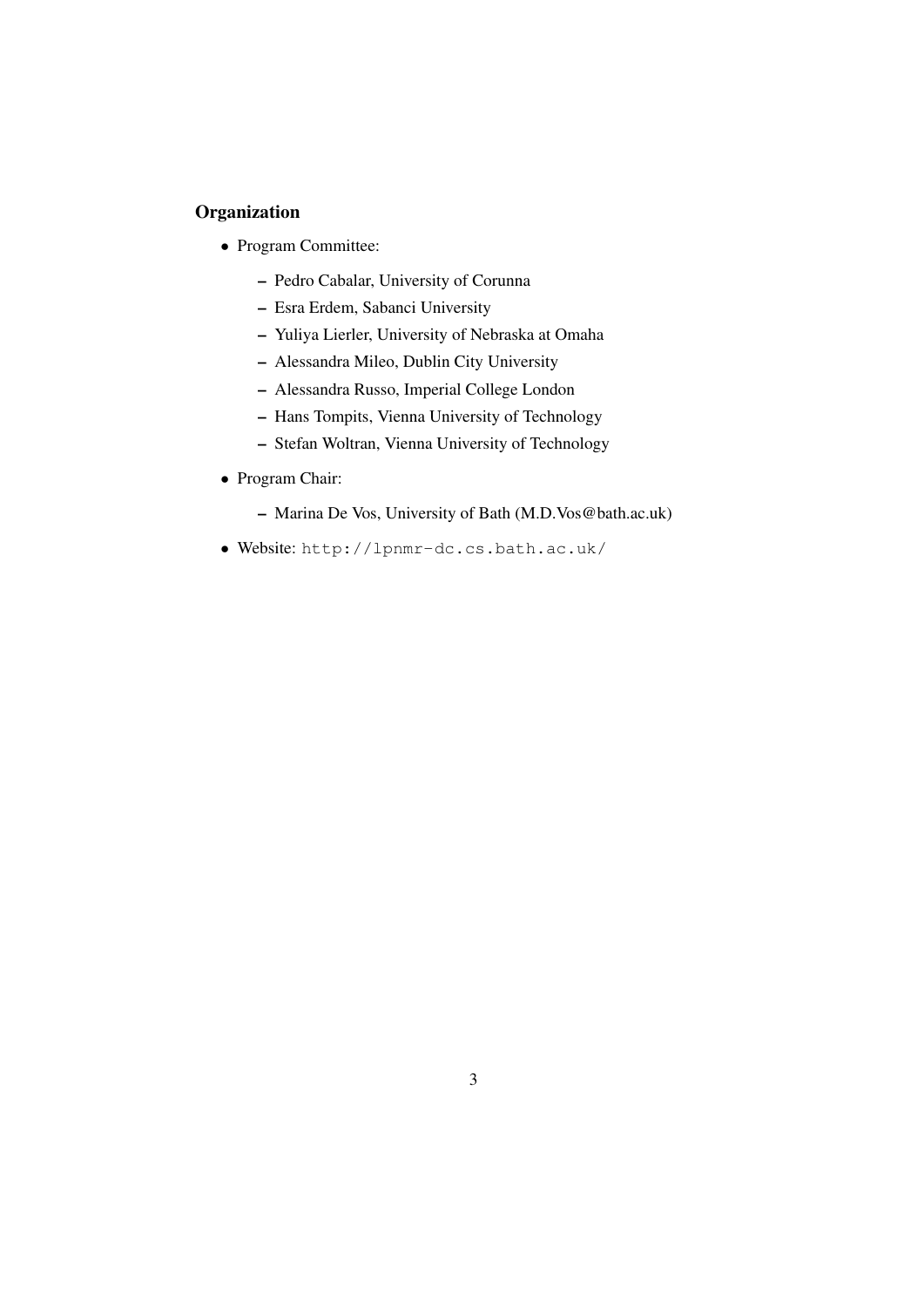## Organization

- Program Committee:
  - Pedro Cabalar, University of Corunna
  - Esra Erdem, Sabanci University
  - Yuliya Lierler, University of Nebraska at Omaha
  - Alessandra Mileo, Dublin City University
  - Alessandra Russo, Imperial College London
  - Hans Tompits, Vienna University of Technology
  - Stefan Woltran, Vienna University of Technology
- Program Chair:
  - Marina De Vos, University of Bath (M.D.Vos@bath.ac.uk)
- Website: `http://lpnmr-dc.cs.bath.ac.uk/`